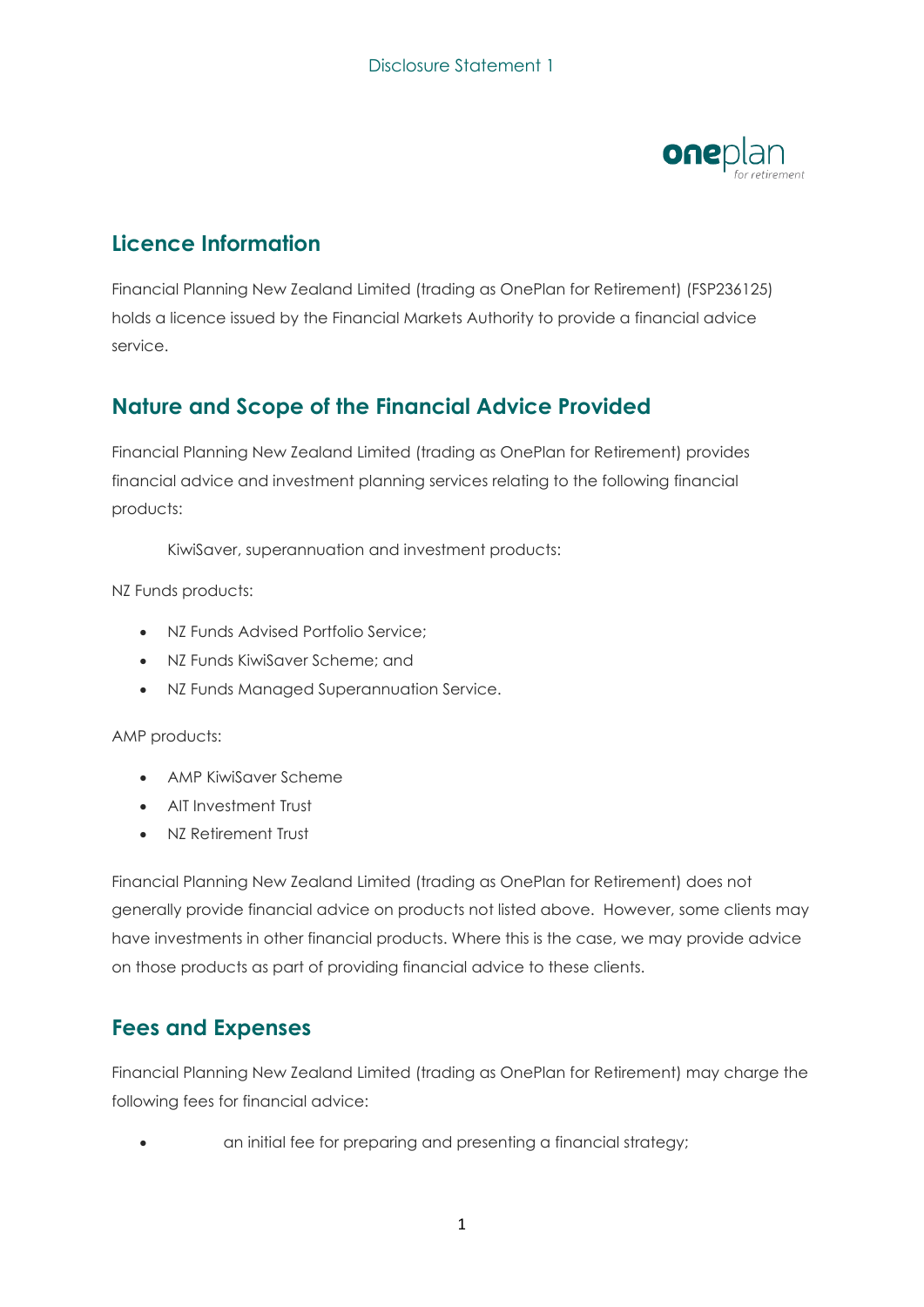# Disclosure Statement 1

## Licence Information

Financial Planning New Zealand Limited (trading as OnePlan for Retirement) (FSP236125) holds a licence issued by the Financial Markets Authority to provide a financial advice service.

## Nature and Scope of the Financial Advice Provided

Financial Planning New Zealand Limited (trading as OnePlan for Retirement) provides financial advice and investment planning services relating to the following financial products:

KiwiSaver, superannuation and investment products:

NZ Funds products:

- NZ Funds Advised Portfolio Service;
- NZ Funds KiwiSaver Scheme; and
- NZ Funds Managed Superannuation Service.

AMP products:

- AMP KiwiSaver Scheme
- AIT Investment Trust
- NZ Retirement Trust

Financial Planning New Zealand Limited (trading as OnePlan for Retirement) does not generally provide financial advice on products not listed above. However, some clients may have investments in other financial products. Where this is the case, we may provide advice on those products as part of providing financial advice to these clients.

## Fees and Expenses

Financial Planning New Zealand Limited (trading as OnePlan for Retirement) may charge the following fees for financial advice:

- an initial fee for preparing and presenting a financial strategy;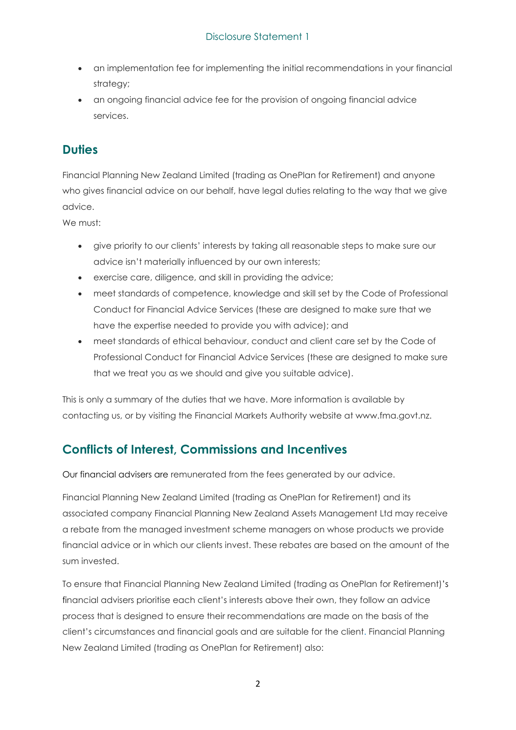- an implementation fee for implementing the initial recommendations in your financial strategy;
- an ongoing financial advice fee for the provision of ongoing financial advice services.

## Duties

Financial Planning New Zealand Limited (trading as OnePlan for Retirement) and anyone who gives financial advice on our behalf, have legal duties relating to the way that we give advice.

We must:

- give priority to our clients' interests by taking all reasonable steps to make sure our advice isn't materially influenced by our own interests;
- exercise care, diligence, and skill in providing the advice;
- meet standards of competence, knowledge and skill set by the Code of Professional Conduct for Financial Advice Services (these are designed to make sure that we have the expertise needed to provide you with advice); and
- meet standards of ethical behaviour, conduct and client care set by the Code of Professional Conduct for Financial Advice Services (these are designed to make sure that we treat you as we should and give you suitable advice).

This is only a summary of the duties that we have. More information is available by contacting us, or by visiting the Financial Markets Authority website at www.fma.govt.nz.

## Conflicts of Interest, Commissions and Incentives

Our financial advisers are remunerated from the fees generated by our advice.

Financial Planning New Zealand Limited (trading as OnePlan for Retirement) and its associated company Financial Planning New Zealand Assets Management Ltd may receive a rebate from the managed investment scheme managers on whose products we provide financial advice or in which our clients invest. These rebates are based on the amount of the sum invested.

To ensure that Financial Planning New Zealand Limited (trading as OnePlan for Retirement)'s financial advisers prioritise each client's interests above their own, they follow an advice process that is designed to ensure their recommendations are made on the basis of the client's circumstances and financial goals and are suitable for the client. Financial Planning New Zealand Limited (trading as OnePlan for Retirement) also: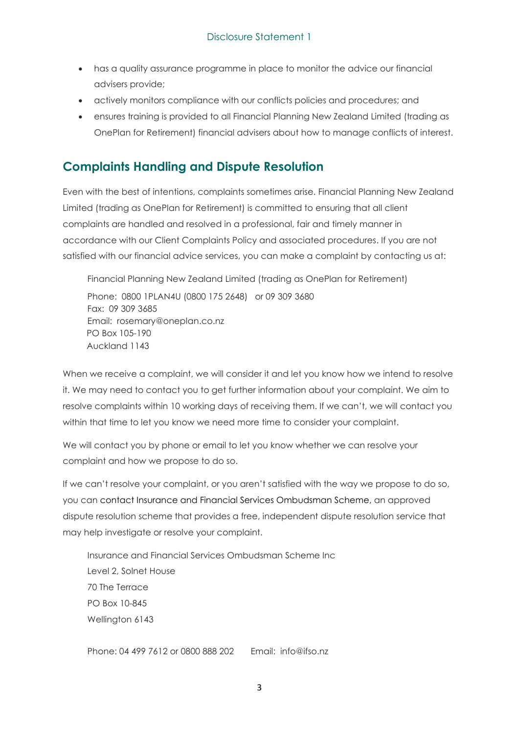- has a quality assurance programme in place to monitor the advice our financial advisers provide;
- actively monitors compliance with our conflicts policies and procedures; and
- ensures training is provided to all Financial Planning New Zealand Limited (trading as OnePlan for Retirement) financial advisers about how to manage conflicts of interest.

## Complaints Handling and Dispute Resolution

Even with the best of intentions, complaints sometimes arise. Financial Planning New Zealand Limited (trading as OnePlan for Retirement) is committed to ensuring that all client complaints are handled and resolved in a professional, fair and timely manner in accordance with our Client Complaints Policy and associated procedures. If you are not satisfied with our financial advice services, you can make a complaint by contacting us at:

Financial Planning New Zealand Limited (trading as OnePlan for Retirement)

Phone: 0800 1PLAN4U (0800 175 2648) or 09 309 3680
Fax: 09 309 3685
Email: rosemary@oneplan.co.nz
PO Box 105-190
Auckland 1143

When we receive a complaint, we will consider it and let you know how we intend to resolve it. We may need to contact you to get further information about your complaint. We aim to resolve complaints within 10 working days of receiving them. If we can't, we will contact you within that time to let you know we need more time to consider your complaint.

We will contact you by phone or email to let you know whether we can resolve your complaint and how we propose to do so.

If we can't resolve your complaint, or you aren't satisfied with the way we propose to do so, you can contact Insurance and Financial Services Ombudsman Scheme, an approved dispute resolution scheme that provides a free, independent dispute resolution service that may help investigate or resolve your complaint.

Insurance and Financial Services Ombudsman Scheme Inc
Level 2, Solnet House
70 The Terrace
PO Box 10-845
Wellington 6143

Phone: 04 499 7612 or 0800 888 202   Email: info@ifso.nz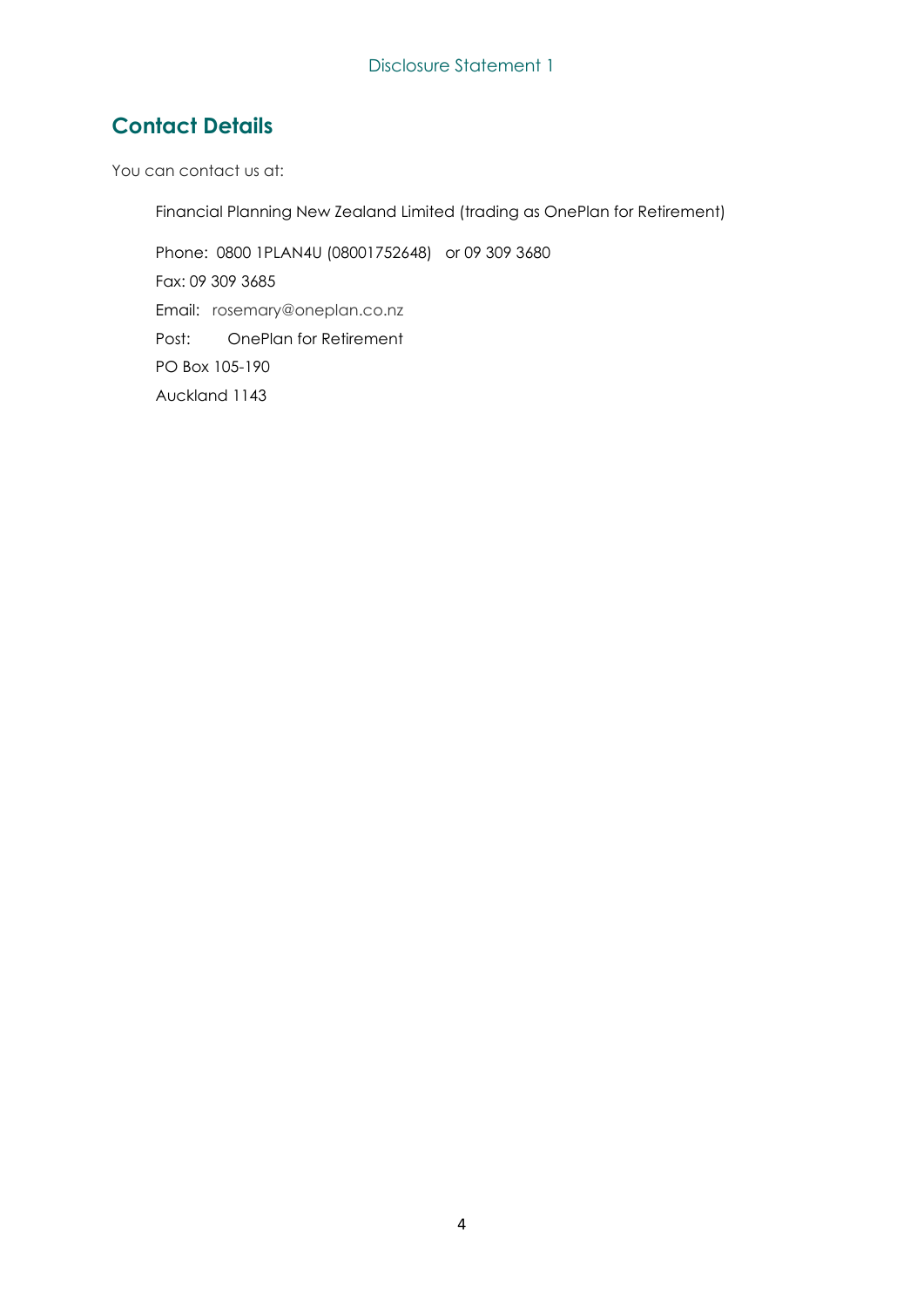## Contact Details

You can contact us at:

Financial Planning New Zealand Limited (trading as OnePlan for Retirement)

Phone: 0800 1PLAN4U (08001752648) or 09 309 3680

Fax: 09 309 3685

Email: rosemary@oneplan.co.nz

Post: OnePlan for Retirement

PO Box 105-190

Auckland 1143